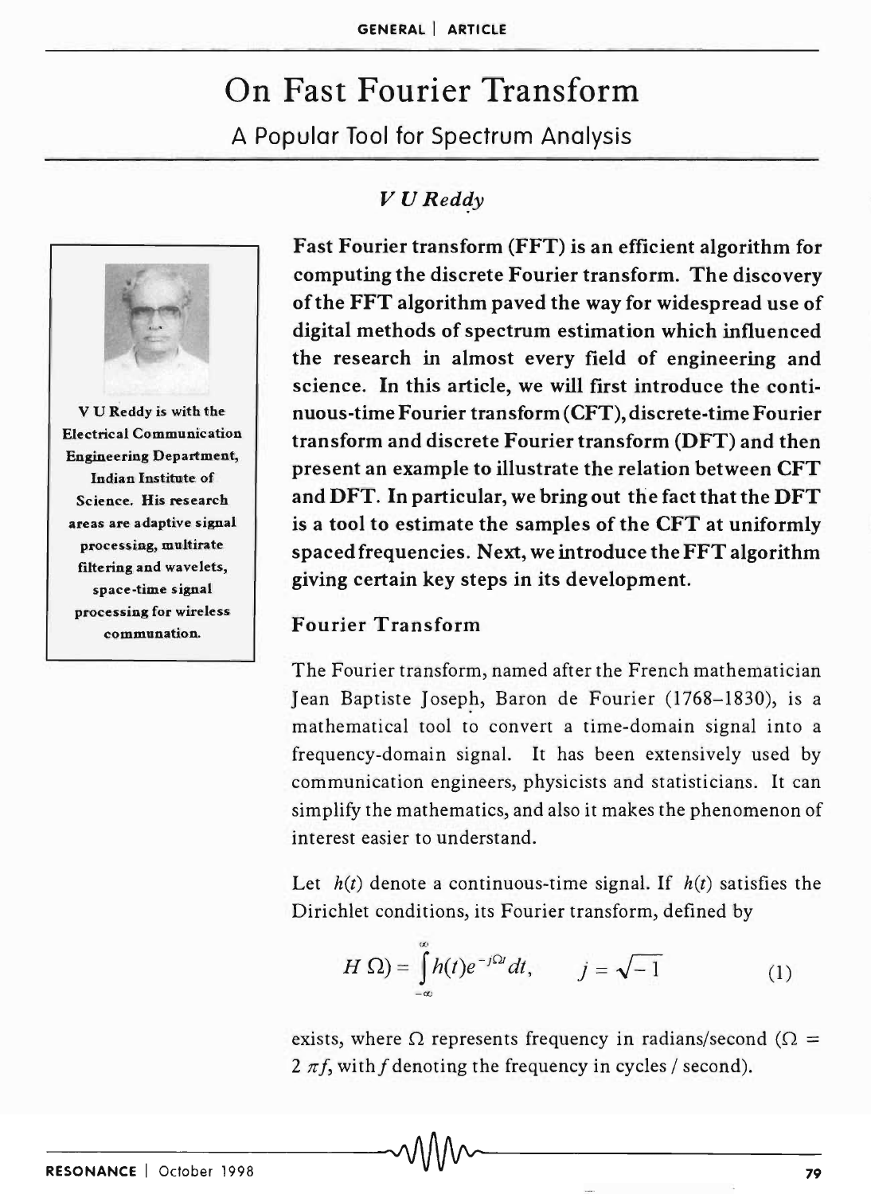# On Fast Fourier Transform

## A Popular Tool for Spectrum Analysis

*V U Reddy*

V U Reddy is with the Electrical Communication Engineering Department, Indian Institute of Science. His research areas are adaptive signal processing, multirate filtering and wavelets, space-time signal processing for wireless communnation.

**Fast Fourier transform (FFT) is an efficient algorithm for computing the discrete Fourier transform. The discovery of the FFT algorithm paved the way for widespread use of digital methods of spectrum estimation which influenced the research in almost every field of engineering and science. In this article, we will first introduce the continuous-time Fourier transform (CFT), discrete-time Fourier transform and discrete Fourier transform (DFT) and then present an example to illustrate the relation between CFT and DFT. In particular, we bring out the fact that the DFT is a tool to estimate the samples of the CFT at uniformly spaced frequencies. Next, we introduce the FFT algorithm giving certain key steps in its development.**

### Fourier Transform

The Fourier transform, named after the French mathematician Jean Baptiste Joseph, Baron de Fourier (1768–1830), is a mathematical tool to convert a time-domain signal into a frequency-domain signal. It has been extensively used by communication engineers, physicists and statisticians. It can simplify the mathematics, and also it makes the phenomenon of interest easier to understand.

Let $h(t)$ denote a continuous-time signal. If $h(t)$ satisfies the Dirichlet conditions, its Fourier transform, defined by

$$H(\Omega) = \int_{-\infty}^{\infty} h(t) e^{-j\Omega t} dt, \qquad j = \sqrt{-1} \tag{1}$$

exists, where $\Omega$ represents frequency in radians/second ($\Omega = 2\pi f$, with $f$ denoting the frequency in cycles / second).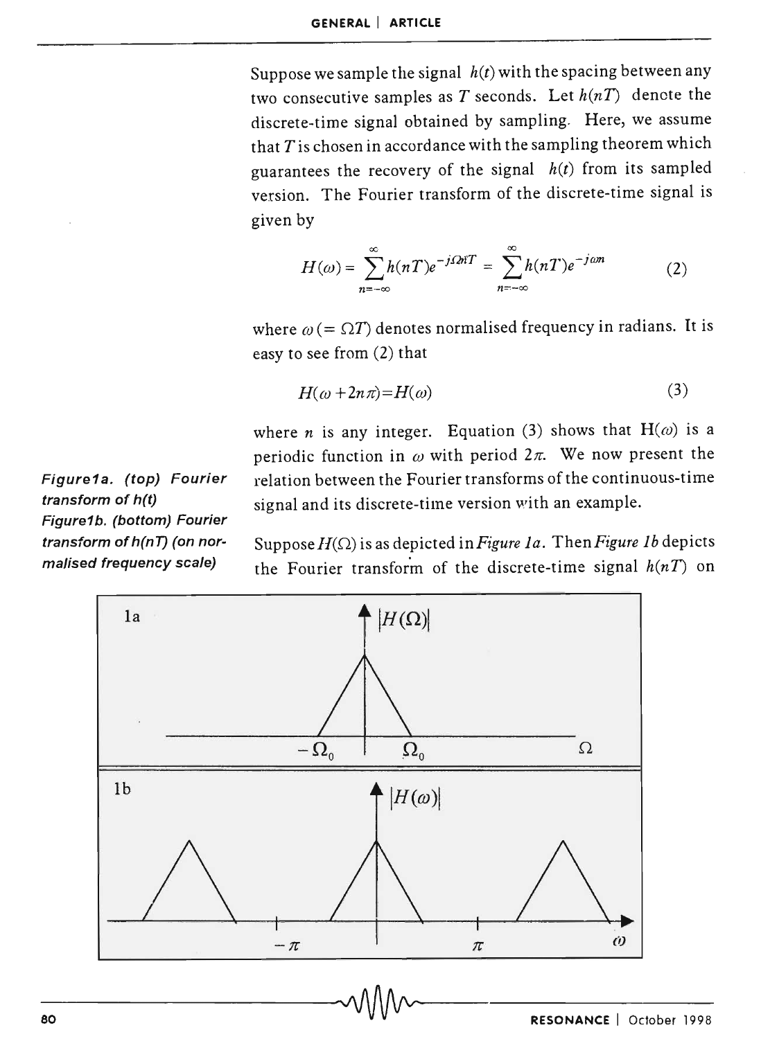Suppose we sample the signal $h(t)$ with the spacing between any two consecutive samples as $T$ seconds. Let $h(nT)$ denote the discrete-time signal obtained by sampling. Here, we assume that $T$ is chosen in accordance with the sampling theorem which guarantees the recovery of the signal $h(t)$ from its sampled version. The Fourier transform of the discrete-time signal is given by

$$H(\omega) = \sum_{n=-\infty}^{\infty} h(nT) e^{-j\Omega nT} = \sum_{n=-\infty}^{\infty} h(nT) e^{-j\omega n} \qquad (2)$$

where $\omega\, (= \Omega T)$ denotes normalised frequency in radians. It is easy to see from (2) that

$$H(\omega + 2n\pi) = H(\omega) \qquad (3)$$

where $n$ is any integer. Equation (3) shows that $H(\omega)$ is a periodic function in $\omega$ with period $2\pi$. We now present the relation between the Fourier transforms of the continuous-time signal and its discrete-time version with an example.

Suppose $H(\Omega)$ is as depicted in *Figure 1a*. Then *Figure 1b* depicts the Fourier transform of the discrete-time signal $h(nT)$ on

*Figure 1a. (top) Fourier transform of h(t)*

*Figure 1b. (bottom) Fourier transform of h(nT) (on normalised frequency scale)*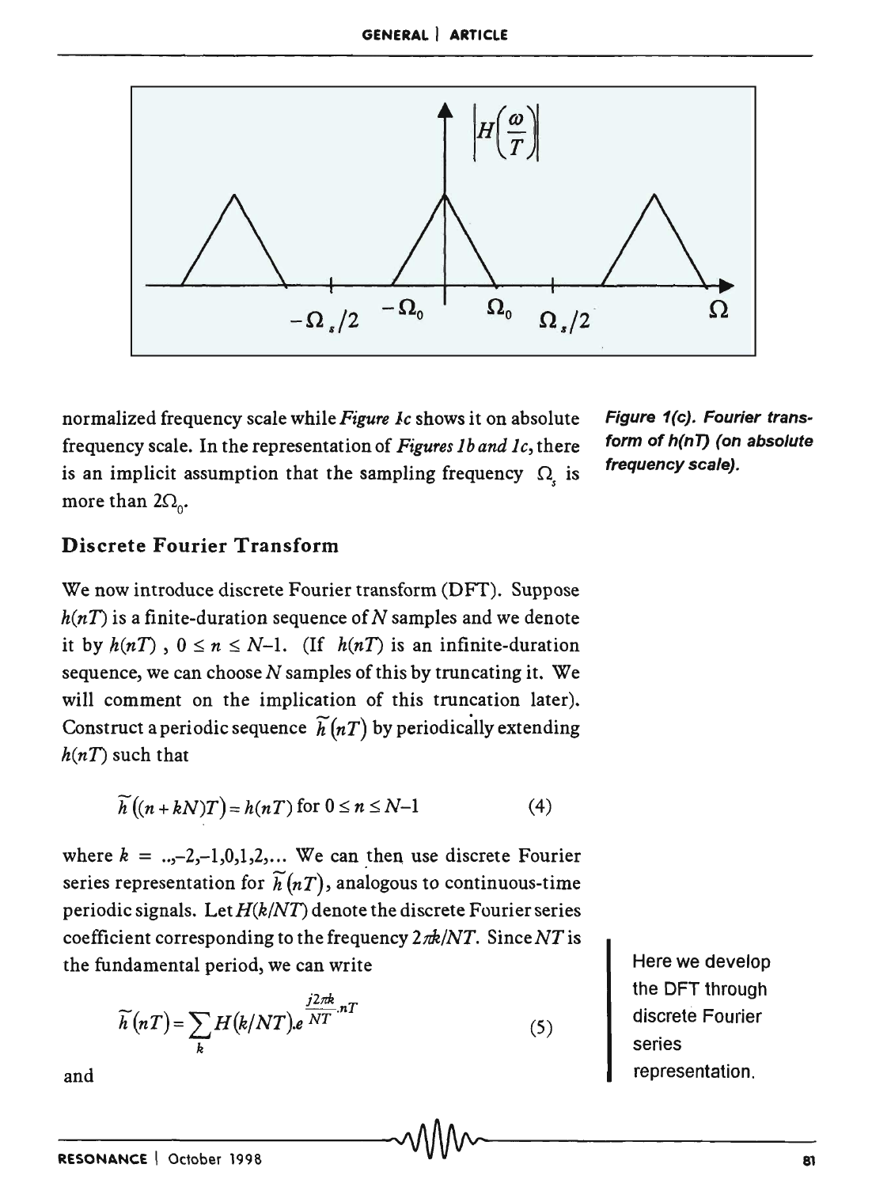Figure 1(c). Fourier transform of $h(nT)$ (on absolute frequency scale).

normalized frequency scale while *Figure 1c* shows it on absolute frequency scale. In the representation of *Figures 1b and 1c*, there is an implicit assumption that the sampling frequency $\Omega_s$ is more than $2\Omega_0$.

## Discrete Fourier Transform

We now introduce discrete Fourier transform (DFT). Suppose $h(nT)$ is a finite-duration sequence of $N$ samples and we denote it by $h(nT)$ , $0 \leq n \leq N-1$. (If $h(nT)$ is an infinite-duration sequence, we can choose $N$ samples of this by truncating it. We will comment on the implication of this truncation later). Construct a periodic sequence $\tilde{h}(nT)$ by periodically extending $h(nT)$ such that

$$\tilde{h}((n+kN)T) = h(nT) \text{ for } 0 \leq n \leq N-1 \qquad (4)$$

where $k = ..,-2,-1,0,1,2,...$ We can then use discrete Fourier series representation for $\tilde{h}(nT)$, analogous to continuous-time periodic signals. Let $H(k/NT)$ denote the discrete Fourier series coefficient corresponding to the frequency $2\pi k/NT$. Since $NT$ is the fundamental period, we can write

Here we develop the DFT through discrete Fourier series representation.

$$\tilde{h}(nT) = \sum_{k} H(k/NT).e^{\frac{j2\pi k}{NT}.nT} \qquad (5)$$

and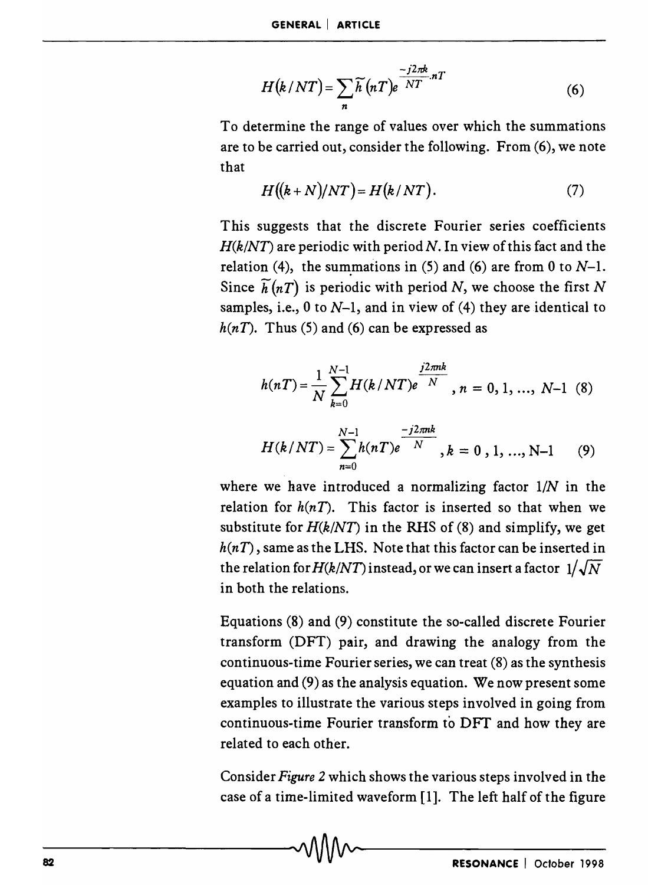$$H(k/NT) = \sum_{n} \tilde{h}(nT) e^{\frac{-j2\pi k}{NT} \cdot nT} \tag{6}$$

To determine the range of values over which the summations are to be carried out, consider the following. From (6), we note that

$$H((k+N)/NT) = H(k/NT). \tag{7}$$

This suggests that the discrete Fourier series coefficients $H(k/NT)$ are periodic with period $N$. In view of this fact and the relation (4), the summations in (5) and (6) are from 0 to $N$–1. Since $\tilde{h}(nT)$ is periodic with period $N$, we choose the first $N$ samples, i.e., 0 to $N$–1, and in view of (4) they are identical to $h(nT)$. Thus (5) and (6) can be expressed as

$$h(nT) = \frac{1}{N} \sum_{k=0}^{N-1} H(k/NT) e^{\frac{j2\pi nk}{N}}, \quad n = 0, 1, \ldots, N-1 \tag{8}$$

$$H(k/NT) = \sum_{n=0}^{N-1} h(nT) e^{\frac{-j2\pi nk}{N}}, \quad k = 0, 1, \ldots, N-1 \tag{9}$$

where we have introduced a normalizing factor $1/N$ in the relation for $h(nT)$. This factor is inserted so that when we substitute for $H(k/NT)$ in the RHS of (8) and simplify, we get $h(nT)$, same as the LHS. Note that this factor can be inserted in the relation for $H(k/NT)$ instead, or we can insert a factor $1/\sqrt{N}$ in both the relations.

Equations (8) and (9) constitute the so-called discrete Fourier transform (DFT) pair, and drawing the analogy from the continuous-time Fourier series, we can treat (8) as the synthesis equation and (9) as the analysis equation. We now present some examples to illustrate the various steps involved in going from continuous-time Fourier transform to DFT and how they are related to each other.

Consider *Figure 2* which shows the various steps involved in the case of a time-limited waveform [1]. The left half of the figure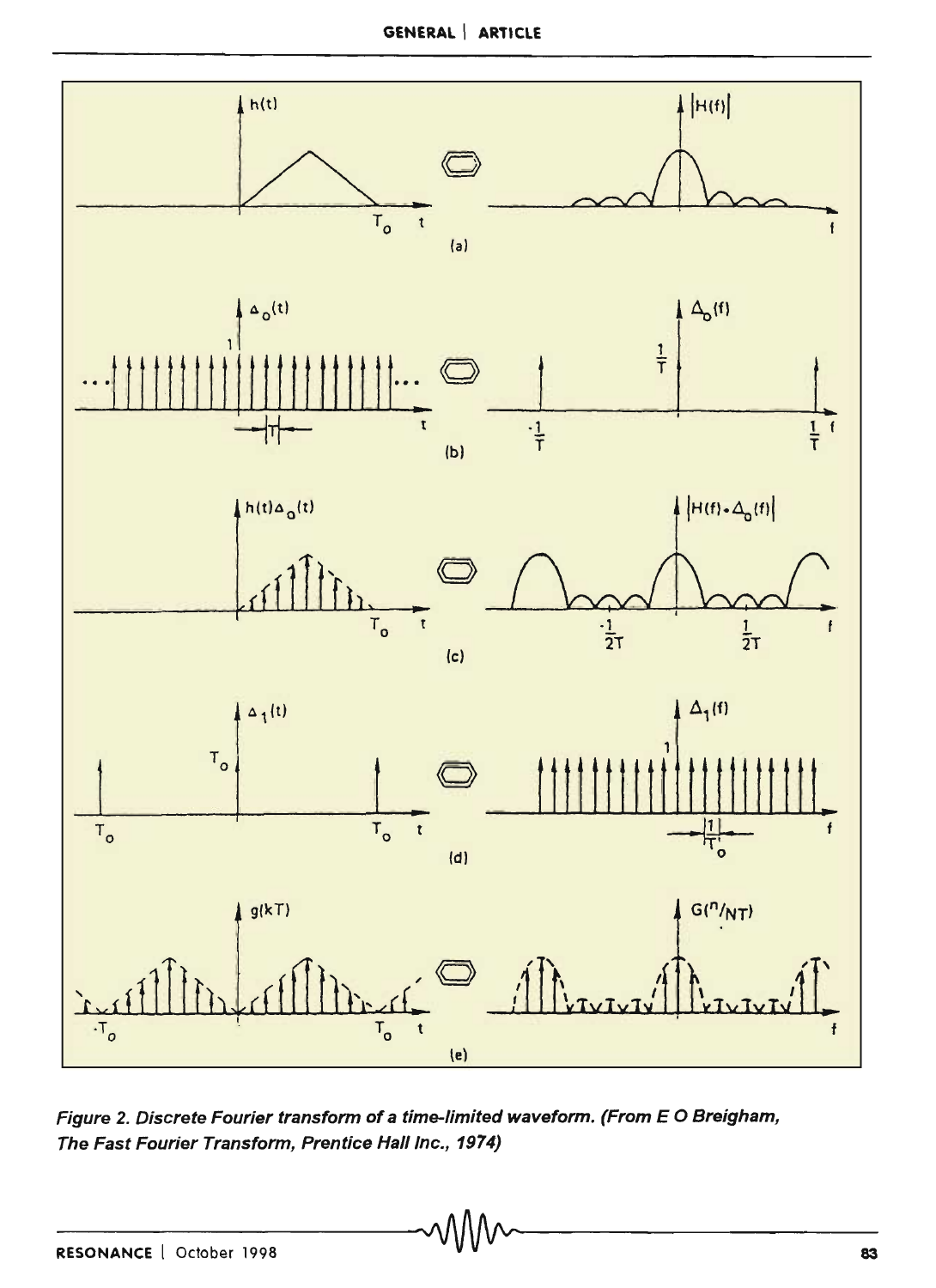*Figure 2. Discrete Fourier transform of a time-limited waveform. (From E O Breigham, The Fast Fourier Transform, Prentice Hall Inc., 1974)*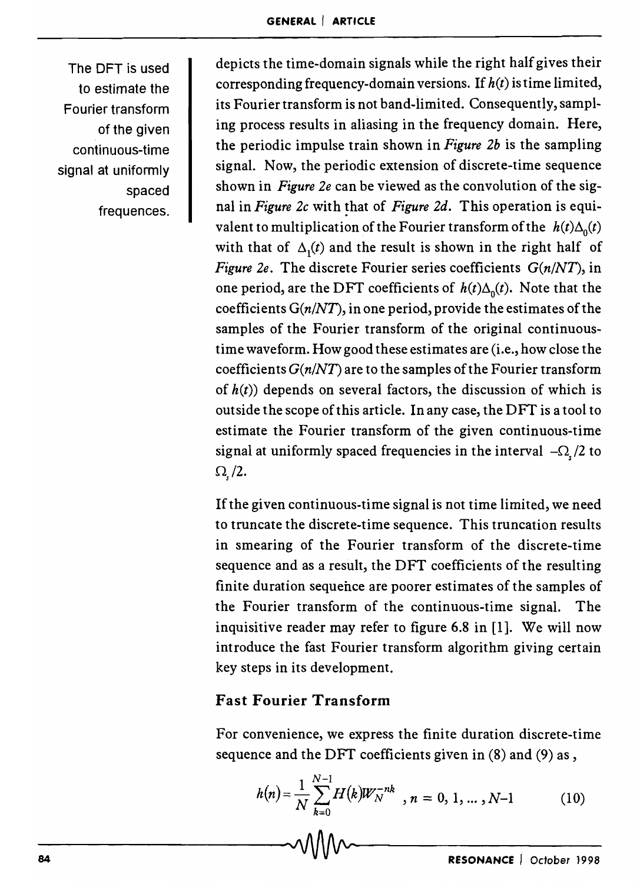The DFT is used to estimate the Fourier transform of the given continuous-time signal at uniformly spaced frequences.

depicts the time-domain signals while the right half gives their corresponding frequency-domain versions. If $h(t)$ is time limited, its Fourier transform is not band-limited. Consequently, sampling process results in aliasing in the frequency domain. Here, the periodic impulse train shown in *Figure 2b* is the sampling signal. Now, the periodic extension of discrete-time sequence shown in *Figure 2e* can be viewed as the convolution of the signal in *Figure 2c* with that of *Figure 2d*. This operation is equivalent to multiplication of the Fourier transform of the $h(t)\Delta_0(t)$ with that of $\Delta_1(t)$ and the result is shown in the right half of *Figure 2e*. The discrete Fourier series coefficients $G(n/NT)$, in one period, are the DFT coefficients of $h(t)\Delta_0(t)$. Note that the coefficients $G(n/NT)$, in one period, provide the estimates of the samples of the Fourier transform of the original continuous-time waveform. How good these estimates are (i.e., how close the coefficients $G(n/NT)$ are to the samples of the Fourier transform of $h(t)$) depends on several factors, the discussion of which is outside the scope of this article. In any case, the DFT is a tool to estimate the Fourier transform of the given continuous-time signal at uniformly spaced frequencies in the interval $-\Omega_s/2$ to $\Omega_s/2$.

If the given continuous-time signal is not time limited, we need to truncate the discrete-time sequence. This truncation results in smearing of the Fourier transform of the discrete-time sequence and as a result, the DFT coefficients of the resulting finite duration sequence are poorer estimates of the samples of the Fourier transform of the continuous-time signal. The inquisitive reader may refer to figure 6.8 in [1]. We will now introduce the fast Fourier transform algorithm giving certain key steps in its development.

## Fast Fourier Transform

For convenience, we express the finite duration discrete-time sequence and the DFT coefficients given in (8) and (9) as ,

$$h(n) = \frac{1}{N}\sum_{k=0}^{N-1} H(k) W_N^{-nk} \quad , n = 0, 1, \ldots, N-1 \qquad (10)$$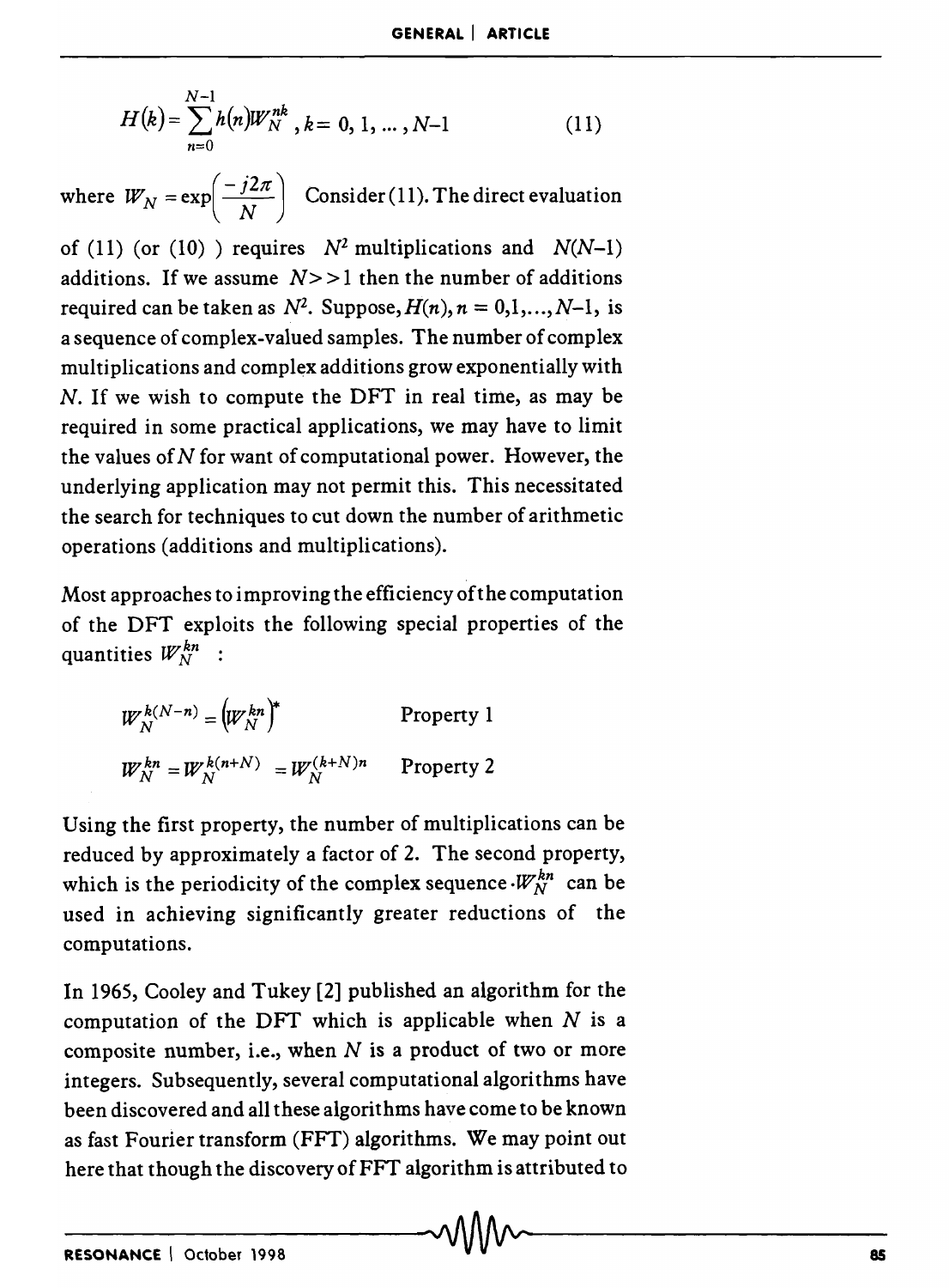$$H(k) = \sum_{n=0}^{N-1} h(n) W_N^{nk}, \quad k = 0, 1, \ldots, N-1 \tag{11}$$

where $W_N = \exp\left(\frac{-j2\pi}{N}\right)$ Consider (11). The direct evaluation of (11) (or (10) ) requires $N^2$ multiplications and $N(N-1)$ additions. If we assume $N >> 1$ then the number of additions required can be taken as $N^2$. Suppose, $H(n)$, $n = 0,1,\ldots,N-1$, is a sequence of complex-valued samples. The number of complex multiplications and complex additions grow exponentially with $N$. If we wish to compute the DFT in real time, as may be required in some practical applications, we may have to limit the values of $N$ for want of computational power. However, the underlying application may not permit this. This necessitated the search for techniques to cut down the number of arithmetic operations (additions and multiplications).

Most approaches to improving the efficiency of the computation of the DFT exploits the following special properties of the quantities $W_N^{kn}$ :

$$W_N^{k(N-n)} = \left(W_N^{kn}\right)^* \qquad \text{Property 1}$$

$$W_N^{kn} = W_N^{k(n+N)} = W_N^{(k+N)n} \qquad \text{Property 2}$$

Using the first property, the number of multiplications can be reduced by approximately a factor of 2. The second property, which is the periodicity of the complex sequence $W_N^{kn}$ can be used in achieving significantly greater reductions of the computations.

In 1965, Cooley and Tukey [2] published an algorithm for the computation of the DFT which is applicable when $N$ is a composite number, i.e., when $N$ is a product of two or more integers. Subsequently, several computational algorithms have been discovered and all these algorithms have come to be known as fast Fourier transform (FFT) algorithms. We may point out here that though the discovery of FFT algorithm is attributed to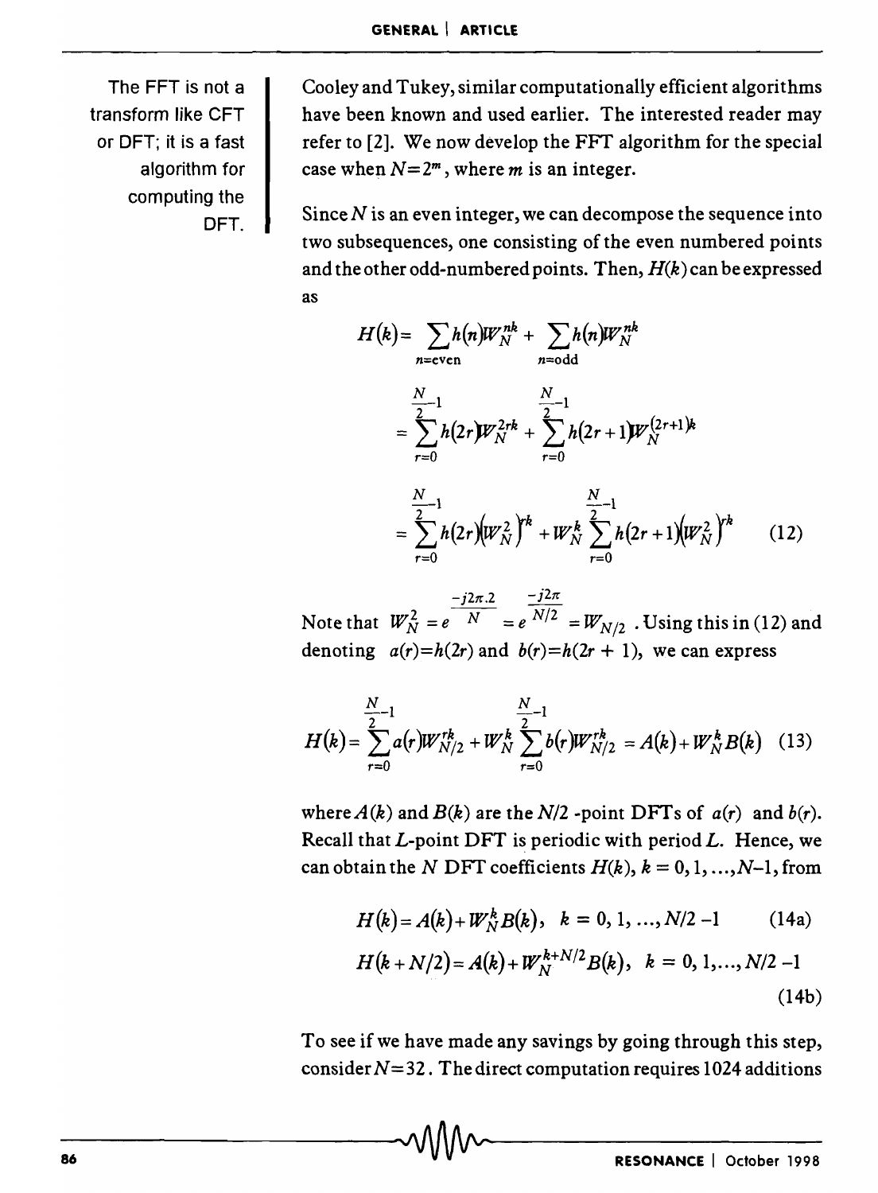The FFT is not a transform like CFT or DFT; it is a fast algorithm for computing the DFT.

Cooley and Tukey, similar computationally efficient algorithms have been known and used earlier. The interested reader may refer to [2]. We now develop the FFT algorithm for the special case when $N=2^m$, where $m$ is an integer.

Since $N$ is an even integer, we can decompose the sequence into two subsequences, one consisting of the even numbered points and the other odd-numbered points. Then, $H(k)$ can be expressed as

$$H(k) = \sum_{n=\text{even}} h(n) W_N^{nk} + \sum_{n=\text{odd}} h(n) W_N^{nk}$$

$$= \sum_{r=0}^{\frac{N}{2}-1} h(2r) W_N^{2rk} + \sum_{r=0}^{\frac{N}{2}-1} h(2r+1) W_N^{(2r+1)k}$$

$$= \sum_{r=0}^{\frac{N}{2}-1} h(2r)\left(W_N^2\right)^{rk} + W_N^k \sum_{r=0}^{\frac{N}{2}-1} h(2r+1)\left(W_N^2\right)^{rk} \qquad (12)$$

Note that $W_N^2 = e^{\frac{-j2\pi.2}{N}} = e^{\frac{-j2\pi}{N/2}} = W_{N/2}$. Using this in (12) and denoting $a(r)=h(2r)$ and $b(r)=h(2r+1)$, we can express

$$H(k) = \sum_{r=0}^{\frac{N}{2}-1} a(r) W_{N/2}^{rk} + W_N^k \sum_{r=0}^{\frac{N}{2}-1} b(r) W_{N/2}^{rk} = A(k) + W_N^k B(k) \quad (13)$$

where $A(k)$ and $B(k)$ are the $N/2$ -point DFTs of $a(r)$ and $b(r)$. Recall that $L$-point DFT is periodic with period $L$. Hence, we can obtain the $N$ DFT coefficients $H(k)$, $k = 0, 1, \ldots, N-1$, from

$$H(k) = A(k) + W_N^k B(k), \quad k = 0, 1, \ldots, N/2 - 1 \qquad (14a)$$

$$H(k+N/2) = A(k) + W_N^{k+N/2} B(k), \quad k = 0, 1, \ldots, N/2 - 1 \qquad (14b)$$

To see if we have made any savings by going through this step, consider $N=32$. The direct computation requires 1024 additions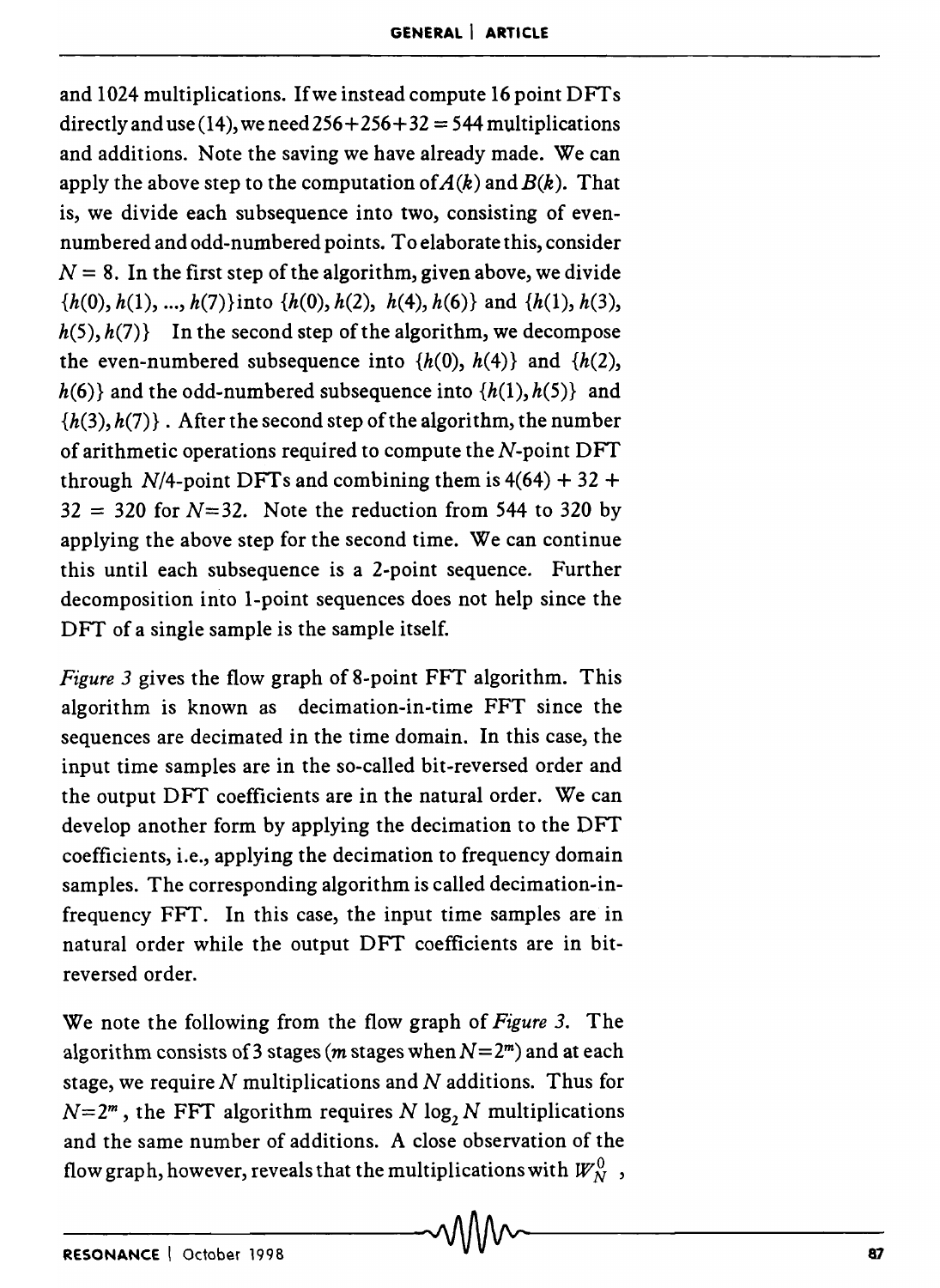and 1024 multiplications. If we instead compute 16 point DFTs directly and use (14), we need $256+256+32 = 544$ multiplications and additions. Note the saving we have already made. We can apply the above step to the computation of $A(k)$ and $B(k)$. That is, we divide each subsequence into two, consisting of even-numbered and odd-numbered points. To elaborate this, consider $N = 8$. In the first step of the algorithm, given above, we divide $\{h(0), h(1), ..., h(7)\}$ into $\{h(0), h(2), h(4), h(6)\}$ and $\{h(1), h(3), h(5), h(7)\}$ In the second step of the algorithm, we decompose the even-numbered subsequence into $\{h(0), h(4)\}$ and $\{h(2), h(6)\}$ and the odd-numbered subsequence into $\{h(1), h(5)\}$ and $\{h(3), h(7)\}$. After the second step of the algorithm, the number of arithmetic operations required to compute the $N$-point DFT through $N/4$-point DFTs and combining them is $4(64) + 32 + 32 = 320$ for $N=32$. Note the reduction from 544 to 320 by applying the above step for the second time. We can continue this until each subsequence is a 2-point sequence. Further decomposition into 1-point sequences does not help since the DFT of a single sample is the sample itself.

*Figure 3* gives the flow graph of 8-point FFT algorithm. This algorithm is known as decimation-in-time FFT since the sequences are decimated in the time domain. In this case, the input time samples are in the so-called bit-reversed order and the output DFT coefficients are in the natural order. We can develop another form by applying the decimation to the DFT coefficients, i.e., applying the decimation to frequency domain samples. The corresponding algorithm is called decimation-in-frequency FFT. In this case, the input time samples are in natural order while the output DFT coefficients are in bit-reversed order.

We note the following from the flow graph of *Figure 3*. The algorithm consists of 3 stages ($m$ stages when $N=2^m$) and at each stage, we require $N$ multiplications and $N$ additions. Thus for $N=2^m$, the FFT algorithm requires $N \log_2 N$ multiplications and the same number of additions. A close observation of the flow graph, however, reveals that the multiplications with $W_N^0$,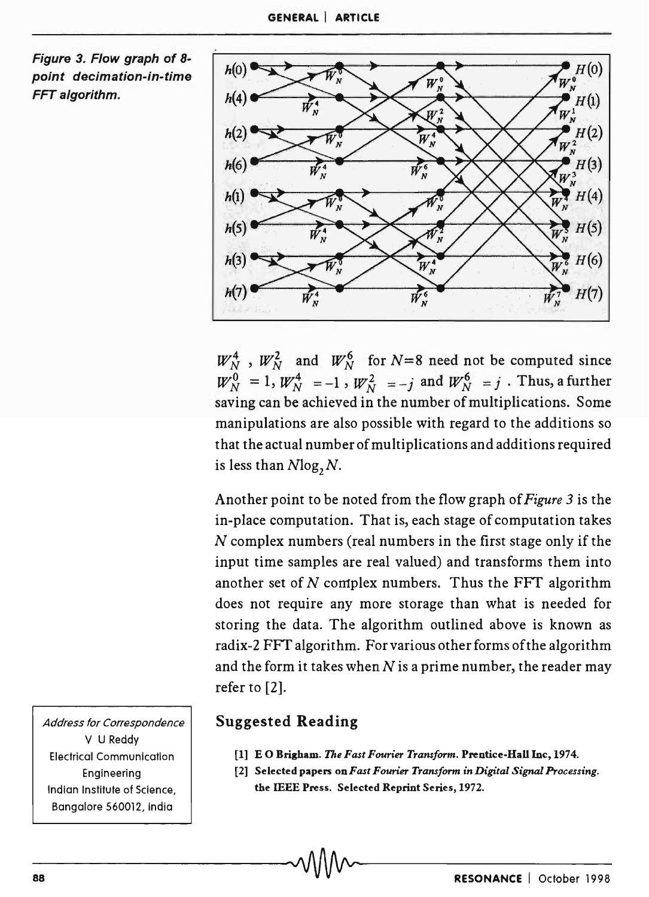Figure 3. Flow graph of 8-point decimation-in-time FFT algorithm.

$h(0)$
$h(4)$
$h(2)$
$h(6)$
$h(1)$
$h(5)$
$h(3)$
$h(7)$

$W_N^0$ $W_N^4$ $W_N^0$ $W_N^4$ $W_N^0$ $W_N^4$ $W_N^0$ $W_N^4$

$W_N^0$ $W_N^2$ $W_N^4$ $W_N^6$ $W_N^0$ $W_N^2$ $W_N^4$ $W_N^6$

$W_N^0$ $W_N^1$ $W_N^2$ $W_N^3$ $W_N^4$ $W_N^5$ $W_N^6$ $W_N^7$

$H(0)$
$H(1)$
$H(2)$
$H(3)$
$H(4)$
$H(5)$
$H(6)$
$H(7)$

$W_N^4$, $W_N^2$ and $W_N^6$ for $N$=8 need not be computed since $W_N^0 = 1, W_N^4 = -1, W_N^2 = -j$ and $W_N^6 = j$. Thus, a further saving can be achieved in the number of multiplications. Some manipulations are also possible with regard to the additions so that the actual number of multiplications and additions required is less than $N\log_2 N$.

Another point to be noted from the flow graph of *Figure 3* is the in-place computation. That is, each stage of computation takes $N$ complex numbers (real numbers in the first stage only if the input time samples are real valued) and transforms them into another set of $N$ complex numbers. Thus the FFT algorithm does not require any more storage than what is needed for storing the data. The algorithm outlined above is known as radix-2 FFT algorithm. For various other forms of the algorithm and the form it takes when $N$ is a prime number, the reader may refer to [2].

## Suggested Reading

[1] E O Brigham. *The Fast Fourier Transform*. Prentice-Hall Inc, 1974.

[2] Selected papers on *Fast Fourier Transform in Digital Signal Processing*. the IEEE Press. Selected Reprint Series, 1972.

*Address for Correspondence*
V U Reddy
Electrical Communication Engineering
Indian Institute of Science,
Bangalore 560012, India